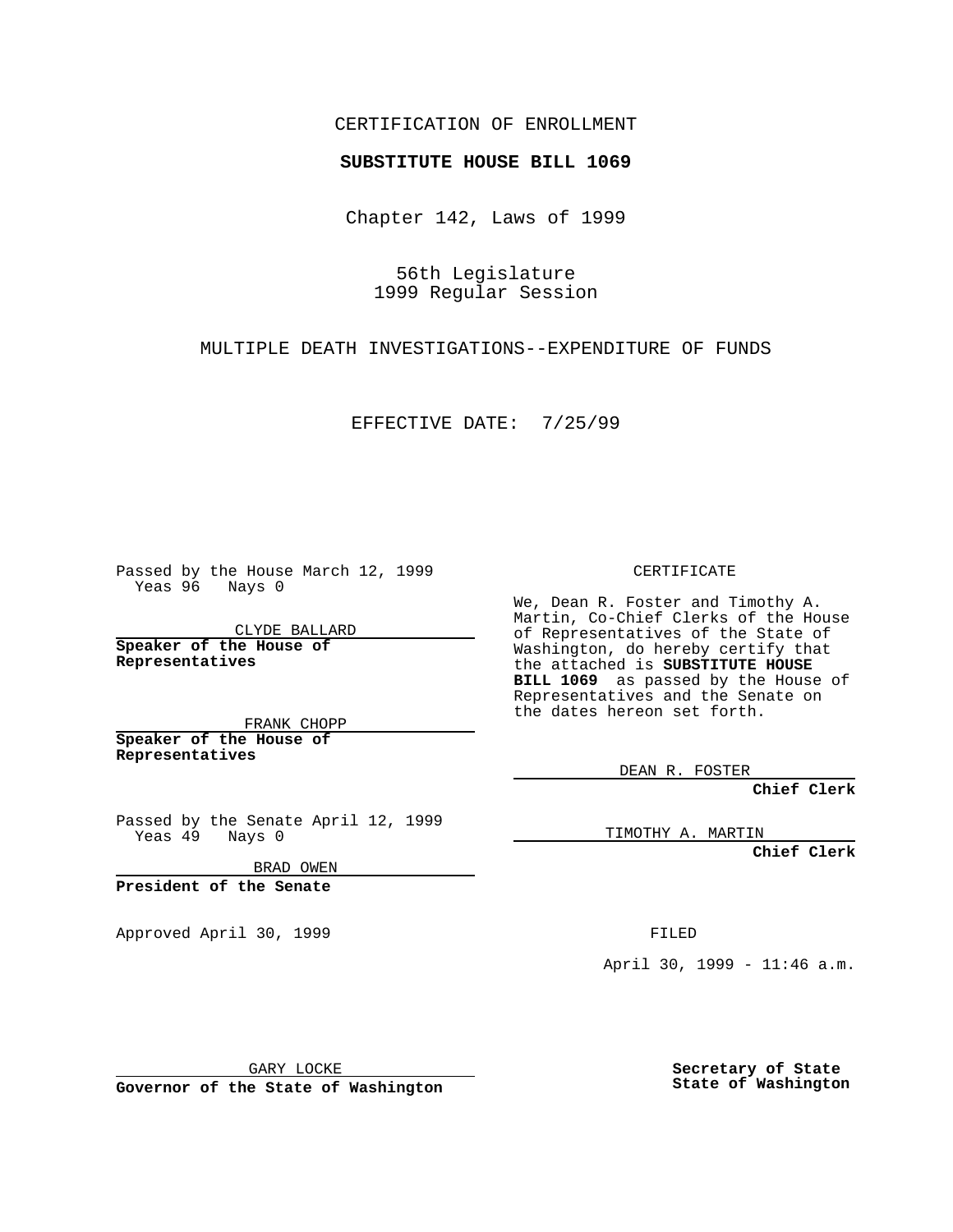CERTIFICATION OF ENROLLMENT

**SUBSTITUTE HOUSE BILL 1069**

Chapter 142, Laws of 1999

56th Legislature
1999 Regular Session

MULTIPLE DEATH INVESTIGATIONS--EXPENDITURE OF FUNDS

EFFECTIVE DATE: 7/25/99

Passed by the House March 12, 1999
Yeas 96 Nays 0

CLYDE BALLARD

**Speaker of the House of Representatives**

FRANK CHOPP

**Speaker of the House of Representatives**

Passed by the Senate April 12, 1999
Yeas 49 Nays 0

BRAD OWEN

**President of the Senate**

Approved April 30, 1999

GARY LOCKE

**Governor of the State of Washington**

CERTIFICATE

We, Dean R. Foster and Timothy A. Martin, Co-Chief Clerks of the House of Representatives of the State of Washington, do hereby certify that the attached is **SUBSTITUTE HOUSE BILL 1069** as passed by the House of Representatives and the Senate on the dates hereon set forth.

DEAN R. FOSTER

**Chief Clerk**

TIMOTHY A. MARTIN

**Chief Clerk**

FILED

April 30, 1999 - 11:46 a.m.

**Secretary of State**
**State of Washington**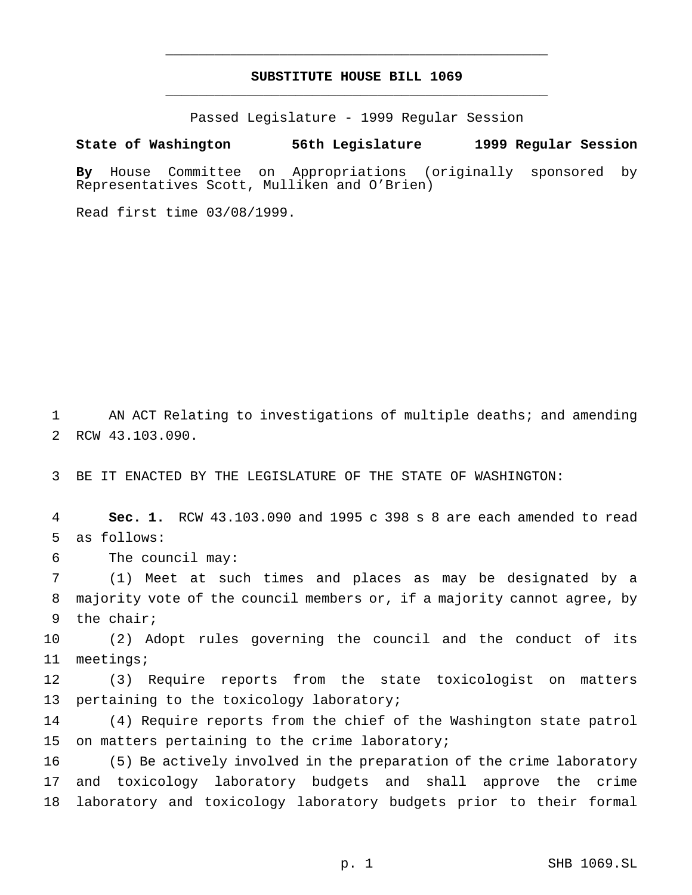**SUBSTITUTE HOUSE BILL 1069**

Passed Legislature - 1999 Regular Session

**State of Washington 56th Legislature 1999 Regular Session**

**By** House Committee on Appropriations (originally sponsored by Representatives Scott, Mulliken and O'Brien)

Read first time 03/08/1999.

1 AN ACT Relating to investigations of multiple deaths; and amending
2 RCW 43.103.090.

3 BE IT ENACTED BY THE LEGISLATURE OF THE STATE OF WASHINGTON:

4 **Sec. 1.** RCW 43.103.090 and 1995 c 398 s 8 are each amended to read
5 as follows:

6 The council may:

7 (1) Meet at such times and places as may be designated by a
8 majority vote of the council members or, if a majority cannot agree, by
9 the chair;

10 (2) Adopt rules governing the council and the conduct of its
11 meetings;

12 (3) Require reports from the state toxicologist on matters
13 pertaining to the toxicology laboratory;

14 (4) Require reports from the chief of the Washington state patrol
15 on matters pertaining to the crime laboratory;

16 (5) Be actively involved in the preparation of the crime laboratory
17 and toxicology laboratory budgets and shall approve the crime
18 laboratory and toxicology laboratory budgets prior to their formal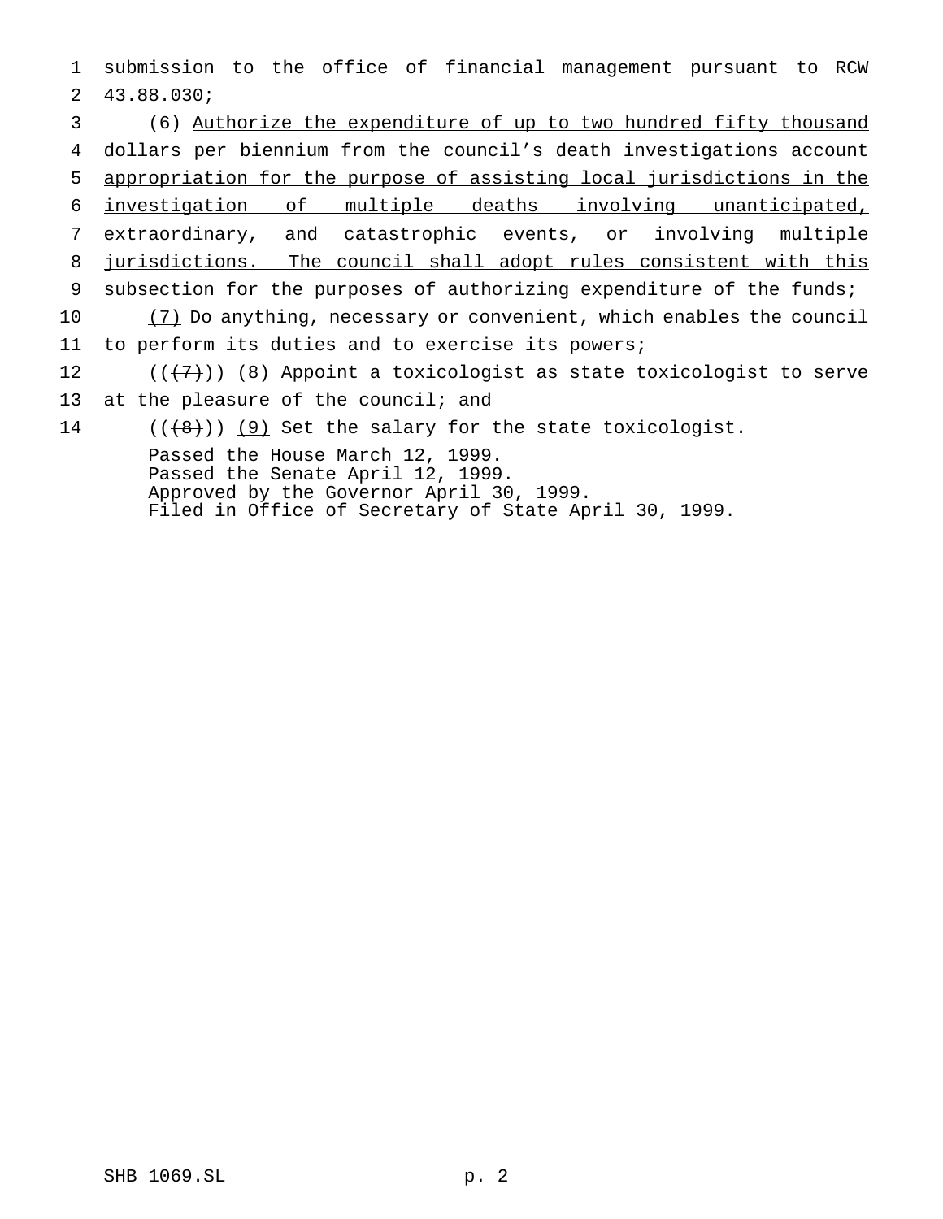submission to the office of financial management pursuant to RCW 43.88.030;

(6) Authorize the expenditure of up to two hundred fifty thousand dollars per biennium from the council's death investigations account appropriation for the purpose of assisting local jurisdictions in the investigation of multiple deaths involving unanticipated, extraordinary, and catastrophic events, or involving multiple jurisdictions. The council shall adopt rules consistent with this subsection for the purposes of authorizing expenditure of the funds;

(7) Do anything, necessary or convenient, which enables the council to perform its duties and to exercise its powers;

(((7))) (8) Appoint a toxicologist as state toxicologist to serve at the pleasure of the council; and

(((8))) (9) Set the salary for the state toxicologist.

Passed the House March 12, 1999.
Passed the Senate April 12, 1999.
Approved by the Governor April 30, 1999.
Filed in Office of Secretary of State April 30, 1999.